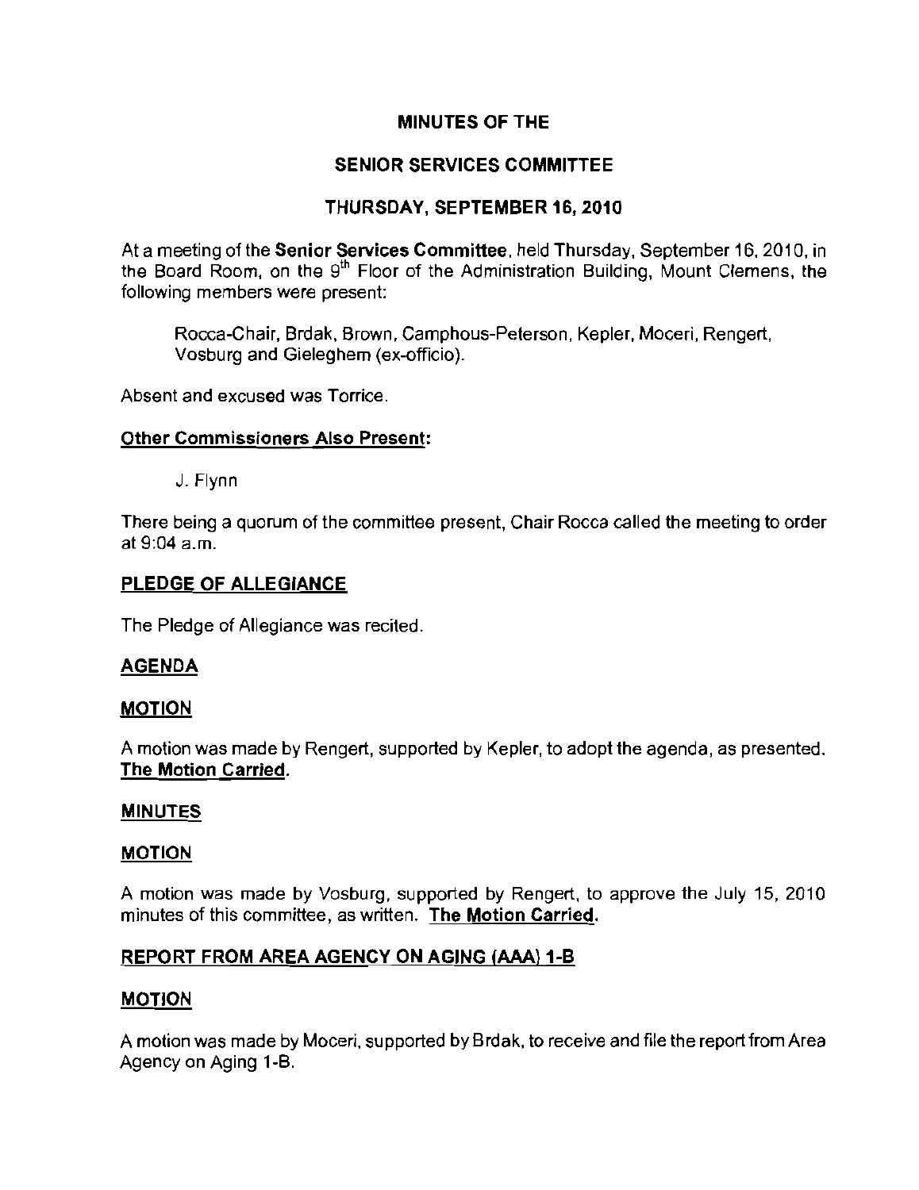# MINUTES OF THE

# SENIOR SERVICES COMMITTEE

# THURSDAY, SEPTEMBER 16, 2010

At a meeting of the **Senior Services Committee**, held Thursday, September 16, 2010, in the Board Room, on the 9th Floor of the Administration Building, Mount Clemens, the following members were present:

Rocca-Chair, Brdak, Brown, Camphous-Peterson, Kepler, Moceri, Rengert, Vosburg and Gieleghem (ex-officio).

Absent and excused was Torrice.

**Other Commissioners Also Present:**

J. Flynn

There being a quorum of the committee present, Chair Rocca called the meeting to order at 9:04 a.m.

## PLEDGE OF ALLEGIANCE

The Pledge of Allegiance was recited.

## AGENDA

**MOTION**

A motion was made by Rengert, supported by Kepler, to adopt the agenda, as presented. **The Motion Carried.**

## MINUTES

**MOTION**

A motion was made by Vosburg, supported by Rengert, to approve the July 15, 2010 minutes of this committee, as written. **The Motion Carried.**

## REPORT FROM AREA AGENCY ON AGING (AAA) 1-B

**MOTION**

A motion was made by Moceri, supported by Brdak, to receive and file the report from Area Agency on Aging 1-B.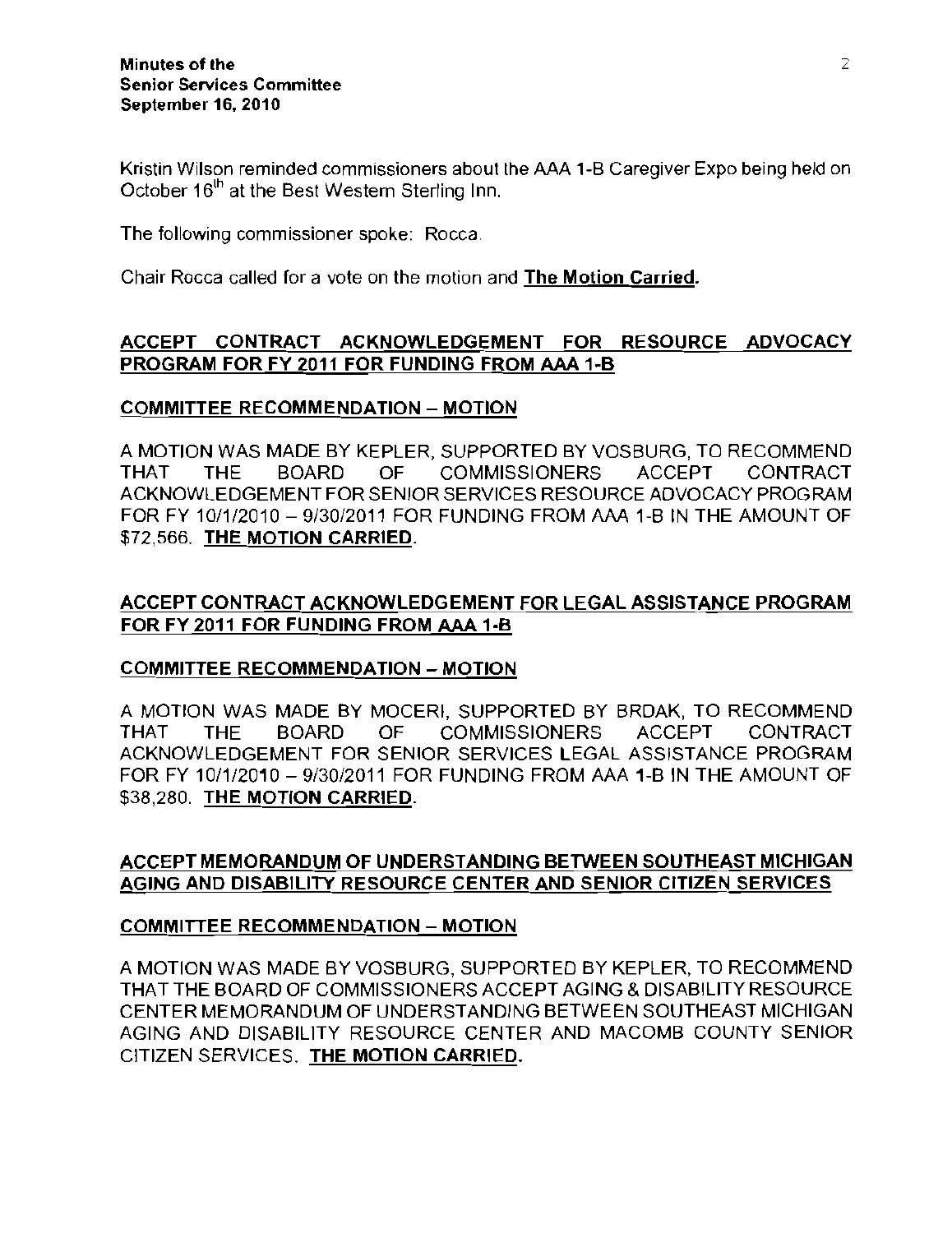Kristin Wilson reminded commissioners about the AAA 1-B Caregiver Expo being held on October 16th at the Best Western Sterling Inn.

The following commissioner spoke: Rocca.

Chair Rocca called for a vote on the motion and **The Motion Carried.**

## ACCEPT CONTRACT ACKNOWLEDGEMENT FOR RESOURCE ADVOCACY PROGRAM FOR FY 2011 FOR FUNDING FROM AAA 1-B

### COMMITTEE RECOMMENDATION – MOTION

A MOTION WAS MADE BY KEPLER, SUPPORTED BY VOSBURG, TO RECOMMEND THAT THE BOARD OF COMMISSIONERS ACCEPT CONTRACT ACKNOWLEDGEMENT FOR SENIOR SERVICES RESOURCE ADVOCACY PROGRAM FOR FY 10/1/2010 – 9/30/2011 FOR FUNDING FROM AAA 1-B IN THE AMOUNT OF $72,566. **THE MOTION CARRIED.**

## ACCEPT CONTRACT ACKNOWLEDGEMENT FOR LEGAL ASSISTANCE PROGRAM FOR FY 2011 FOR FUNDING FROM AAA 1-B

### COMMITTEE RECOMMENDATION – MOTION

A MOTION WAS MADE BY MOCERI, SUPPORTED BY BRDAK, TO RECOMMEND THAT THE BOARD OF COMMISSIONERS ACCEPT CONTRACT ACKNOWLEDGEMENT FOR SENIOR SERVICES LEGAL ASSISTANCE PROGRAM FOR FY 10/1/2010 – 9/30/2011 FOR FUNDING FROM AAA 1-B IN THE AMOUNT OF $38,280. **THE MOTION CARRIED.**

## ACCEPT MEMORANDUM OF UNDERSTANDING BETWEEN SOUTHEAST MICHIGAN AGING AND DISABILITY RESOURCE CENTER AND SENIOR CITIZEN SERVICES

### COMMITTEE RECOMMENDATION – MOTION

A MOTION WAS MADE BY VOSBURG, SUPPORTED BY KEPLER, TO RECOMMEND THAT THE BOARD OF COMMISSIONERS ACCEPT AGING & DISABILITY RESOURCE CENTER MEMORANDUM OF UNDERSTANDING BETWEEN SOUTHEAST MICHIGAN AGING AND DISABILITY RESOURCE CENTER AND MACOMB COUNTY SENIOR CITIZEN SERVICES. **THE MOTION CARRIED.**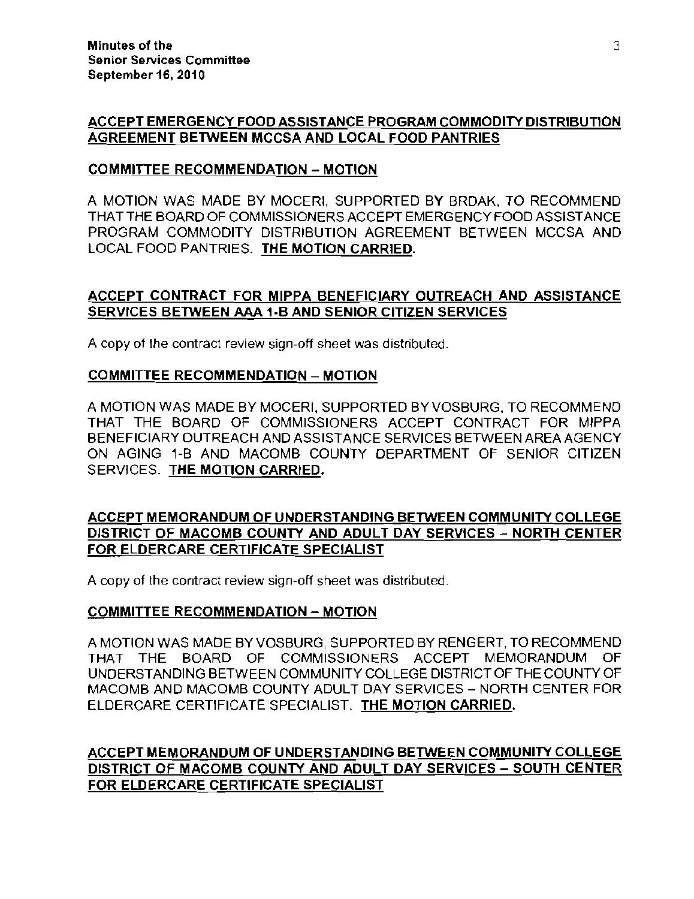**ACCEPT EMERGENCY FOOD ASSISTANCE PROGRAM COMMODITY DISTRIBUTION AGREEMENT BETWEEN MCCSA AND LOCAL FOOD PANTRIES**

**COMMITTEE RECOMMENDATION – MOTION**

A MOTION WAS MADE BY MOCERI, SUPPORTED BY BRDAK, TO RECOMMEND THAT THE BOARD OF COMMISSIONERS ACCEPT EMERGENCY FOOD ASSISTANCE PROGRAM COMMODITY DISTRIBUTION AGREEMENT BETWEEN MCCSA AND LOCAL FOOD PANTRIES. **THE MOTION CARRIED.**

**ACCEPT CONTRACT FOR MIPPA BENEFICIARY OUTREACH AND ASSISTANCE SERVICES BETWEEN AAA 1-B AND SENIOR CITIZEN SERVICES**

A copy of the contract review sign-off sheet was distributed.

**COMMITTEE RECOMMENDATION – MOTION**

A MOTION WAS MADE BY MOCERI, SUPPORTED BY VOSBURG, TO RECOMMEND THAT THE BOARD OF COMMISSIONERS ACCEPT CONTRACT FOR MIPPA BENEFICIARY OUTREACH AND ASSISTANCE SERVICES BETWEEN AREA AGENCY ON AGING 1-B AND MACOMB COUNTY DEPARTMENT OF SENIOR CITIZEN SERVICES. **THE MOTION CARRIED.**

**ACCEPT MEMORANDUM OF UNDERSTANDING BETWEEN COMMUNITY COLLEGE DISTRICT OF MACOMB COUNTY AND ADULT DAY SERVICES – NORTH CENTER FOR ELDERCARE CERTIFICATE SPECIALIST**

A copy of the contract review sign-off sheet was distributed.

**COMMITTEE RECOMMENDATION – MOTION**

A MOTION WAS MADE BY VOSBURG, SUPPORTED BY RENGERT, TO RECOMMEND THAT THE BOARD OF COMMISSIONERS ACCEPT MEMORANDUM OF UNDERSTANDING BETWEEN COMMUNITY COLLEGE DISTRICT OF THE COUNTY OF MACOMB AND MACOMB COUNTY ADULT DAY SERVICES – NORTH CENTER FOR ELDERCARE CERTIFICATE SPECIALIST. **THE MOTION CARRIED.**

**ACCEPT MEMORANDUM OF UNDERSTANDING BETWEEN COMMUNITY COLLEGE DISTRICT OF MACOMB COUNTY AND ADULT DAY SERVICES – SOUTH CENTER FOR ELDERCARE CERTIFICATE SPECIALIST**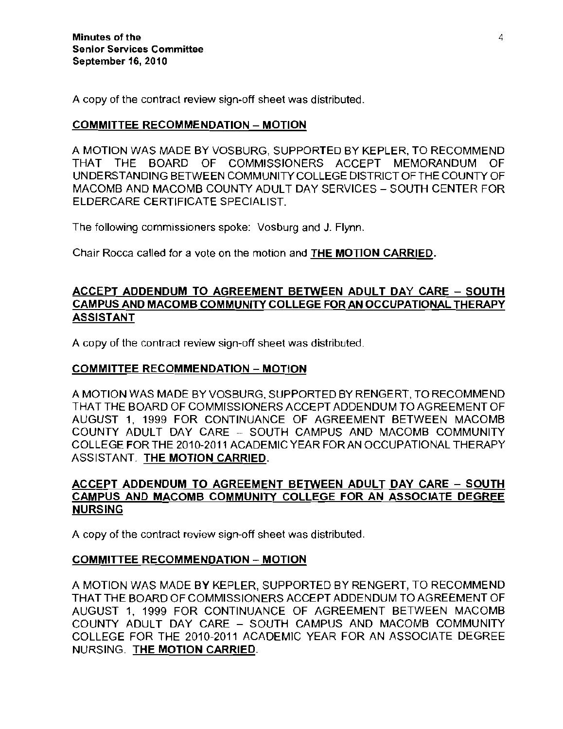A copy of the contract review sign-off sheet was distributed.

**COMMITTEE RECOMMENDATION – MOTION**

A MOTION WAS MADE BY VOSBURG, SUPPORTED BY KEPLER, TO RECOMMEND THAT THE BOARD OF COMMISSIONERS ACCEPT MEMORANDUM OF UNDERSTANDING BETWEEN COMMUNITY COLLEGE DISTRICT OF THE COUNTY OF MACOMB AND MACOMB COUNTY ADULT DAY SERVICES – SOUTH CENTER FOR ELDERCARE CERTIFICATE SPECIALIST.

The following commissioners spoke: Vosburg and J. Flynn.

Chair Rocca called for a vote on the motion and **THE MOTION CARRIED.**

## ACCEPT ADDENDUM TO AGREEMENT BETWEEN ADULT DAY CARE – SOUTH CAMPUS AND MACOMB COMMUNITY COLLEGE FOR AN OCCUPATIONAL THERAPY ASSISTANT

A copy of the contract review sign-off sheet was distributed.

**COMMITTEE RECOMMENDATION – MOTION**

A MOTION WAS MADE BY VOSBURG, SUPPORTED BY RENGERT, TO RECOMMEND THAT THE BOARD OF COMMISSIONERS ACCEPT ADDENDUM TO AGREEMENT OF AUGUST 1, 1999 FOR CONTINUANCE OF AGREEMENT BETWEEN MACOMB COUNTY ADULT DAY CARE – SOUTH CAMPUS AND MACOMB COMMUNITY COLLEGE FOR THE 2010-2011 ACADEMIC YEAR FOR AN OCCUPATIONAL THERAPY ASSISTANT. **THE MOTION CARRIED.**

## ACCEPT ADDENDUM TO AGREEMENT BETWEEN ADULT DAY CARE – SOUTH CAMPUS AND MACOMB COMMUNITY COLLEGE FOR AN ASSOCIATE DEGREE NURSING

A copy of the contract review sign-off sheet was distributed.

**COMMITTEE RECOMMENDATION – MOTION**

A MOTION WAS MADE BY KEPLER, SUPPORTED BY RENGERT, TO RECOMMEND THAT THE BOARD OF COMMISSIONERS ACCEPT ADDENDUM TO AGREEMENT OF AUGUST 1, 1999 FOR CONTINUANCE OF AGREEMENT BETWEEN MACOMB COUNTY ADULT DAY CARE – SOUTH CAMPUS AND MACOMB COMMUNITY COLLEGE FOR THE 2010-2011 ACADEMIC YEAR FOR AN ASSOCIATE DEGREE NURSING. **THE MOTION CARRIED.**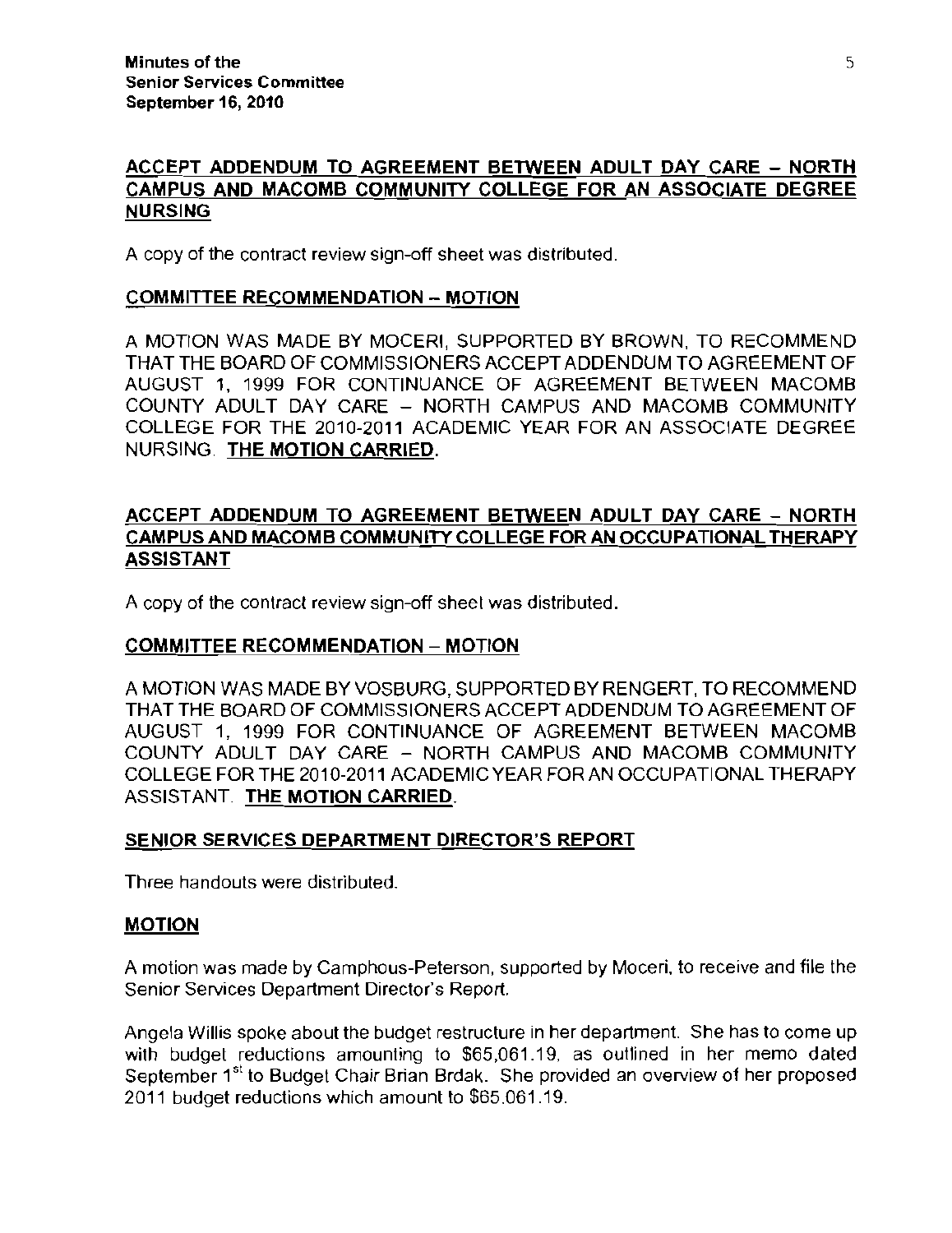## ACCEPT ADDENDUM TO AGREEMENT BETWEEN ADULT DAY CARE – NORTH CAMPUS AND MACOMB COMMUNITY COLLEGE FOR AN ASSOCIATE DEGREE NURSING

A copy of the contract review sign-off sheet was distributed.

### COMMITTEE RECOMMENDATION – MOTION

A MOTION WAS MADE BY MOCERI, SUPPORTED BY BROWN, TO RECOMMEND THAT THE BOARD OF COMMISSIONERS ACCEPT ADDENDUM TO AGREEMENT OF AUGUST 1, 1999 FOR CONTINUANCE OF AGREEMENT BETWEEN MACOMB COUNTY ADULT DAY CARE – NORTH CAMPUS AND MACOMB COMMUNITY COLLEGE FOR THE 2010-2011 ACADEMIC YEAR FOR AN ASSOCIATE DEGREE NURSING. **THE MOTION CARRIED.**

## ACCEPT ADDENDUM TO AGREEMENT BETWEEN ADULT DAY CARE – NORTH CAMPUS AND MACOMB COMMUNITY COLLEGE FOR AN OCCUPATIONAL THERAPY ASSISTANT

A copy of the contract review sign-off sheet was distributed.

### COMMITTEE RECOMMENDATION – MOTION

A MOTION WAS MADE BY VOSBURG, SUPPORTED BY RENGERT, TO RECOMMEND THAT THE BOARD OF COMMISSIONERS ACCEPT ADDENDUM TO AGREEMENT OF AUGUST 1, 1999 FOR CONTINUANCE OF AGREEMENT BETWEEN MACOMB COUNTY ADULT DAY CARE – NORTH CAMPUS AND MACOMB COMMUNITY COLLEGE FOR THE 2010-2011 ACADEMIC YEAR FOR AN OCCUPATIONAL THERAPY ASSISTANT. **THE MOTION CARRIED.**

## SENIOR SERVICES DEPARTMENT DIRECTOR'S REPORT

Three handouts were distributed.

### MOTION

A motion was made by Camphous-Peterson, supported by Moceri, to receive and file the Senior Services Department Director's Report.

Angela Willis spoke about the budget restructure in her department. She has to come up with budget reductions amounting to $65,061.19, as outlined in her memo dated September 1st to Budget Chair Brian Brdak. She provided an overview of her proposed 2011 budget reductions which amount to $65,061.19.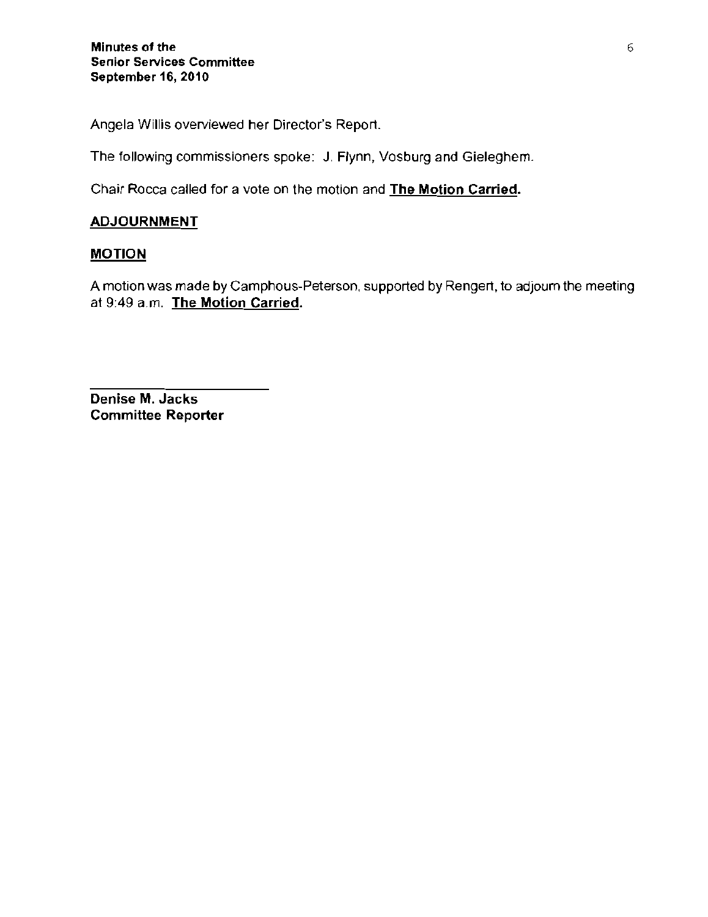Angela Willis overviewed her Director's Report.

The following commissioners spoke: J. Flynn, Vosburg and Gieleghem.

Chair Rocca called for a vote on the motion and **The Motion Carried.**

**ADJOURNMENT**

**MOTION**

A motion was made by Camphous-Peterson, supported by Rengert, to adjourn the meeting at 9:49 a.m. **The Motion Carried.**

______________________

**Denise M. Jacks**
**Committee Reporter**